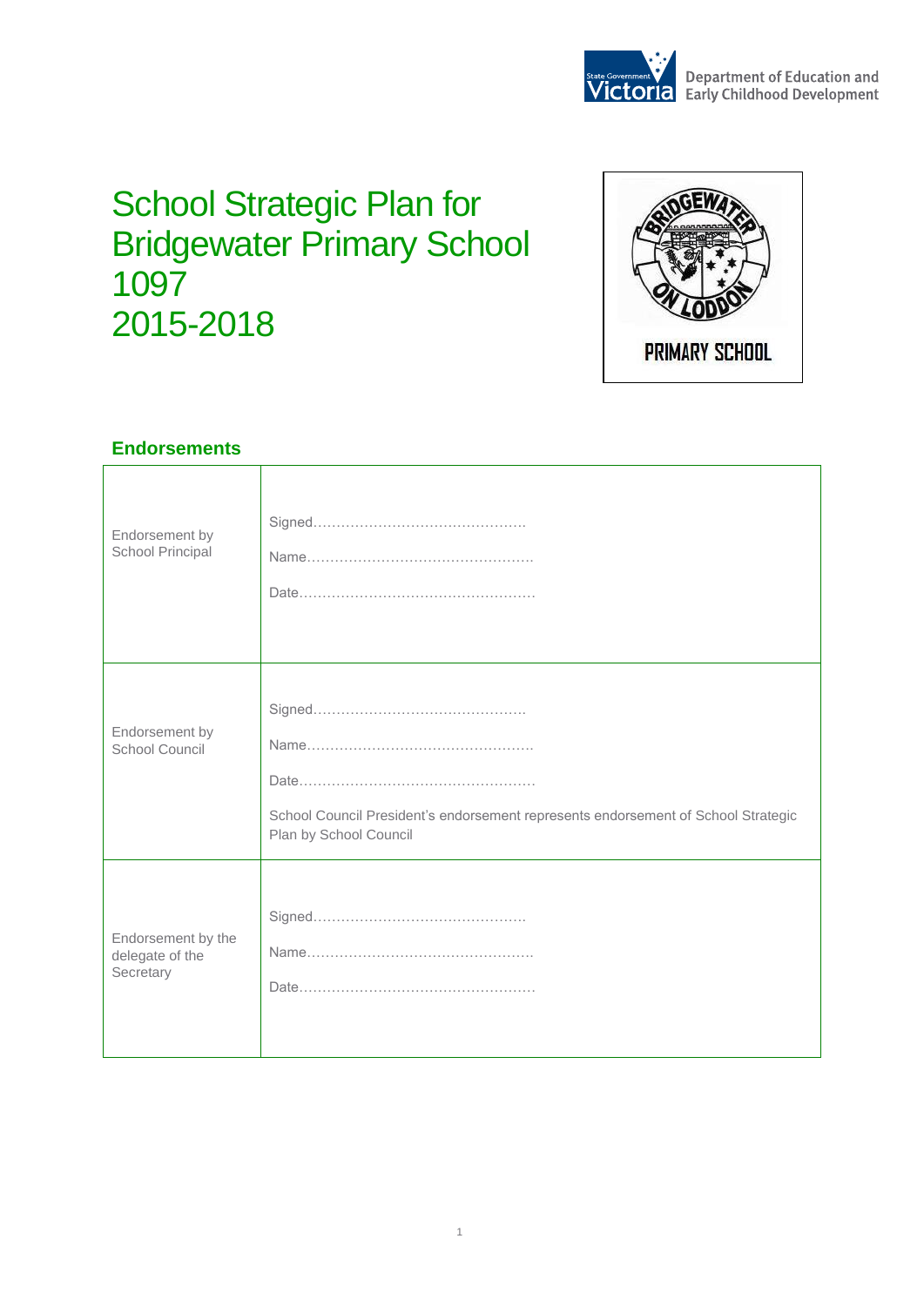Department of Education and Early Childhood Development

# School Strategic Plan for Bridgewater Primary School 1097 2015-2018

## Endorsements

| | |
|---|---|
| Endorsement by School Principal | Signed………………………………………<br>Name…………………………………………<br>Date…………………………………………… |
| Endorsement by School Council | Signed………………………………………<br>Name…………………………………………<br>Date……………………………………………<br>School Council President's endorsement represents endorsement of School Strategic Plan by School Council |
| Endorsement by the delegate of the Secretary | Signed………………………………………<br>Name…………………………………………<br>Date…………………………………………… |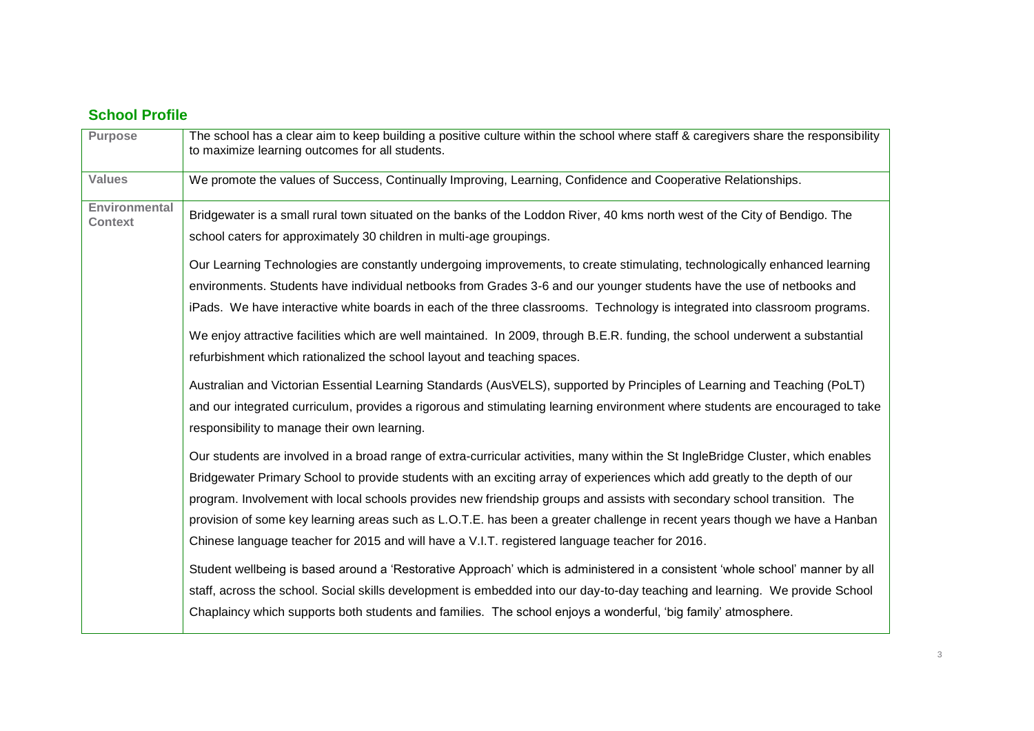## School Profile

| | |
|---|---|
| **Purpose** | The school has a clear aim to keep building a positive culture within the school where staff & caregivers share the responsibility to maximize learning outcomes for all students. |
| **Values** | We promote the values of Success, Continually Improving, Learning, Confidence and Cooperative Relationships. |
| **Environmental Context** | Bridgewater is a small rural town situated on the banks of the Loddon River, 40 kms north west of the City of Bendigo. The school caters for approximately 30 children in multi-age groupings.<br><br>Our Learning Technologies are constantly undergoing improvements, to create stimulating, technologically enhanced learning environments. Students have individual netbooks from Grades 3-6 and our younger students have the use of netbooks and iPads. We have interactive white boards in each of the three classrooms. Technology is integrated into classroom programs.<br><br>We enjoy attractive facilities which are well maintained. In 2009, through B.E.R. funding, the school underwent a substantial refurbishment which rationalized the school layout and teaching spaces.<br><br>Australian and Victorian Essential Learning Standards (AusVELS), supported by Principles of Learning and Teaching (PoLT) and our integrated curriculum, provides a rigorous and stimulating learning environment where students are encouraged to take responsibility to manage their own learning.<br><br>Our students are involved in a broad range of extra-curricular activities, many within the St IngleBridge Cluster, which enables Bridgewater Primary School to provide students with an exciting array of experiences which add greatly to the depth of our program. Involvement with local schools provides new friendship groups and assists with secondary school transition. The provision of some key learning areas such as L.O.T.E. has been a greater challenge in recent years though we have a Hanban Chinese language teacher for 2015 and will have a V.I.T. registered language teacher for 2016.<br><br>Student wellbeing is based around a 'Restorative Approach' which is administered in a consistent 'whole school' manner by all staff, across the school. Social skills development is embedded into our day-to-day teaching and learning. We provide School Chaplaincy which supports both students and families. The school enjoys a wonderful, 'big family' atmosphere. |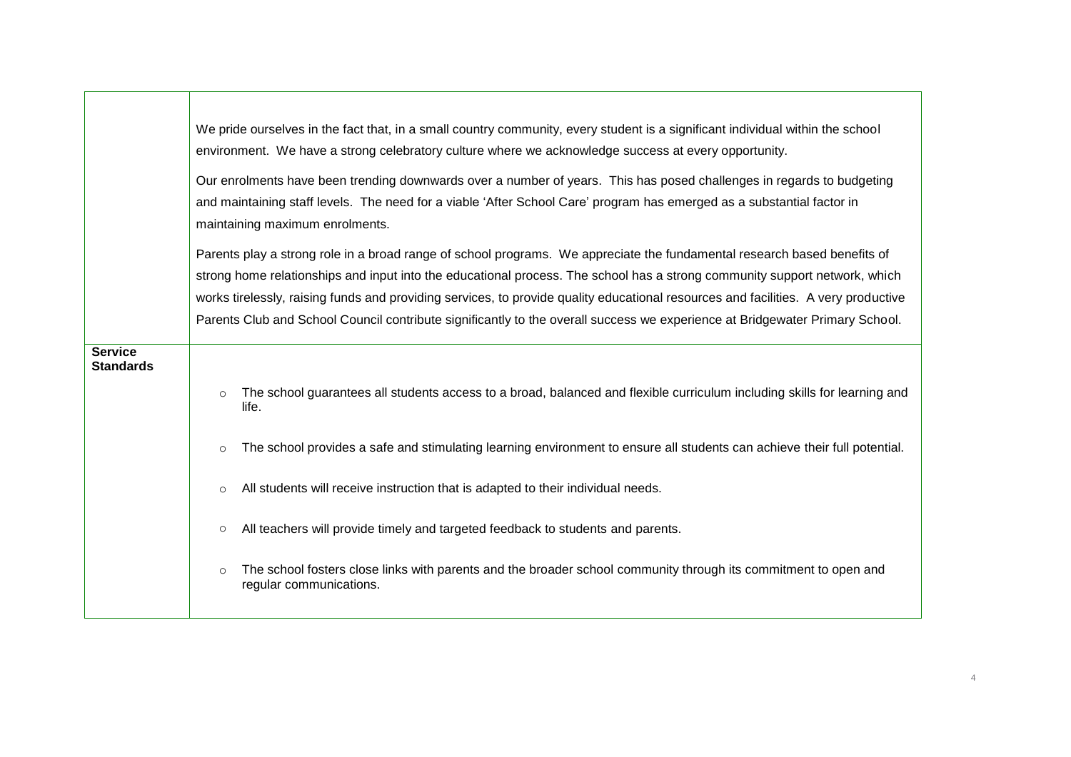| | |
|---|---|
| | We pride ourselves in the fact that, in a small country community, every student is a significant individual within the school environment. We have a strong celebratory culture where we acknowledge success at every opportunity.<br><br>Our enrolments have been trending downwards over a number of years. This has posed challenges in regards to budgeting and maintaining staff levels. The need for a viable 'After School Care' program has emerged as a substantial factor in maintaining maximum enrolments.<br><br>Parents play a strong role in a broad range of school programs. We appreciate the fundamental research based benefits of strong home relationships and input into the educational process. The school has a strong community support network, which works tirelessly, raising funds and providing services, to provide quality educational resources and facilities. A very productive Parents Club and School Council contribute significantly to the overall success we experience at Bridgewater Primary School. |
| **Service Standards** | ○ The school guarantees all students access to a broad, balanced and flexible curriculum including skills for learning and life.<br><br>○ The school provides a safe and stimulating learning environment to ensure all students can achieve their full potential.<br><br>○ All students will receive instruction that is adapted to their individual needs.<br><br>○ All teachers will provide timely and targeted feedback to students and parents.<br><br>○ The school fosters close links with parents and the broader school community through its commitment to open and regular communications. |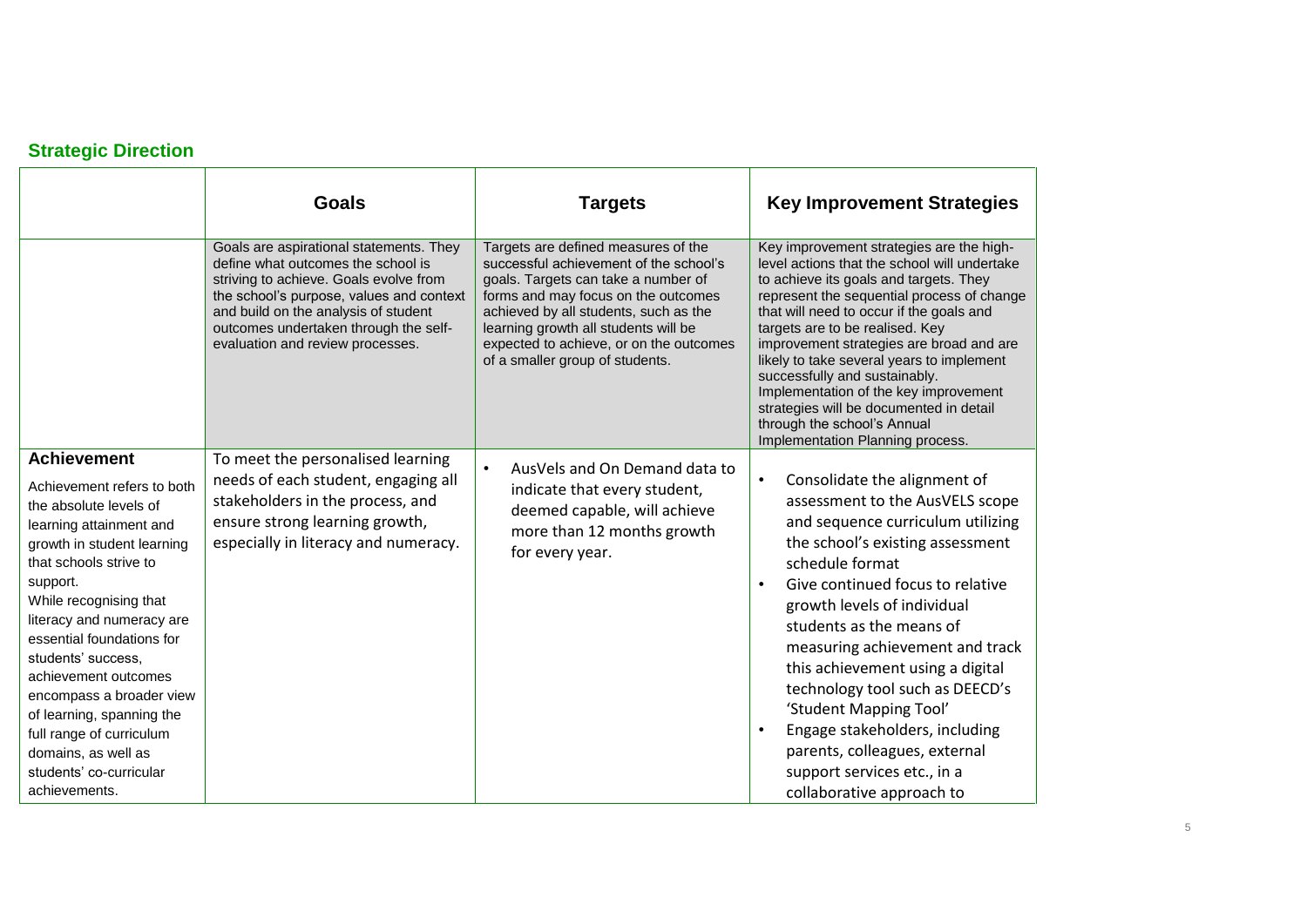## Strategic Direction

| | Goals | Targets | Key Improvement Strategies |
|---|---|---|---|
| | Goals are aspirational statements. They define what outcomes the school is striving to achieve. Goals evolve from the school's purpose, values and context and build on the analysis of student outcomes undertaken through the self-evaluation and review processes. | Targets are defined measures of the successful achievement of the school's goals. Targets can take a number of forms and may focus on the outcomes achieved by all students, such as the learning growth all students will be expected to achieve, or on the outcomes of a smaller group of students. | Key improvement strategies are the high-level actions that the school will undertake to achieve its goals and targets. They represent the sequential process of change that will need to occur if the goals and targets are to be realised. Key improvement strategies are broad and are likely to take several years to implement successfully and sustainably. Implementation of the key improvement strategies will be documented in detail through the school's Annual Implementation Planning process. |
| **Achievement**<br>Achievement refers to both the absolute levels of learning attainment and growth in student learning that schools strive to support.<br>While recognising that literacy and numeracy are essential foundations for students' success, achievement outcomes encompass a broader view of learning, spanning the full range of curriculum domains, as well as students' co-curricular achievements. | To meet the personalised learning needs of each student, engaging all stakeholders in the process, and ensure strong learning growth, especially in literacy and numeracy. | • AusVels and On Demand data to indicate that every student, deemed capable, will achieve more than 12 months growth for every year. | • Consolidate the alignment of assessment to the AusVELS scope and sequence curriculum utilizing the school's existing assessment schedule format<br>• Give continued focus to relative growth levels of individual students as the means of measuring achievement and track this achievement using a digital technology tool such as DEECD's 'Student Mapping Tool'<br>• Engage stakeholders, including parents, colleagues, external support services etc., in a collaborative approach to |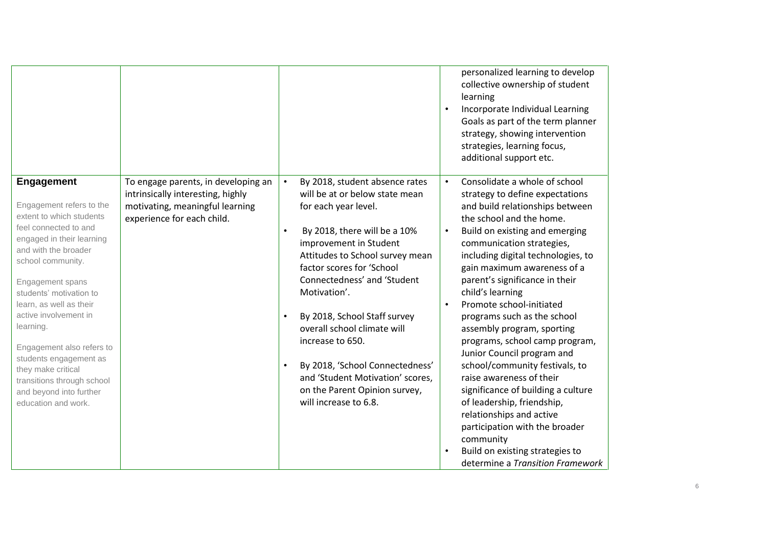| | | | |
|---|---|---|---|
| | | | personalized learning to develop collective ownership of student learning<br>• Incorporate Individual Learning Goals as part of the term planner strategy, showing intervention strategies, learning focus, additional support etc. |
| **Engagement**<br><br>Engagement refers to the extent to which students feel connected to and engaged in their learning and with the broader school community.<br><br>Engagement spans students' motivation to learn, as well as their active involvement in learning.<br><br>Engagement also refers to students engagement as they make critical transitions through school and beyond into further education and work. | To engage parents, in developing an intrinsically interesting, highly motivating, meaningful learning experience for each child. | • By 2018, student absence rates will be at or below state mean for each year level.<br><br>• By 2018, there will be a 10% improvement in Student Attitudes to School survey mean factor scores for 'School Connectedness' and 'Student Motivation'.<br><br>• By 2018, School Staff survey overall school climate will increase to 650.<br><br>• By 2018, 'School Connectedness' and 'Student Motivation' scores, on the Parent Opinion survey, will increase to 6.8. | • Consolidate a whole of school strategy to define expectations and build relationships between the school and the home.<br>• Build on existing and emerging communication strategies, including digital technologies, to gain maximum awareness of a parent's significance in their child's learning<br>• Promote school-initiated programs such as the school assembly program, sporting programs, school camp program, Junior Council program and school/community festivals, to raise awareness of their significance of building a culture of leadership, friendship, relationships and active participation with the broader community<br>• Build on existing strategies to determine a *Transition Framework* |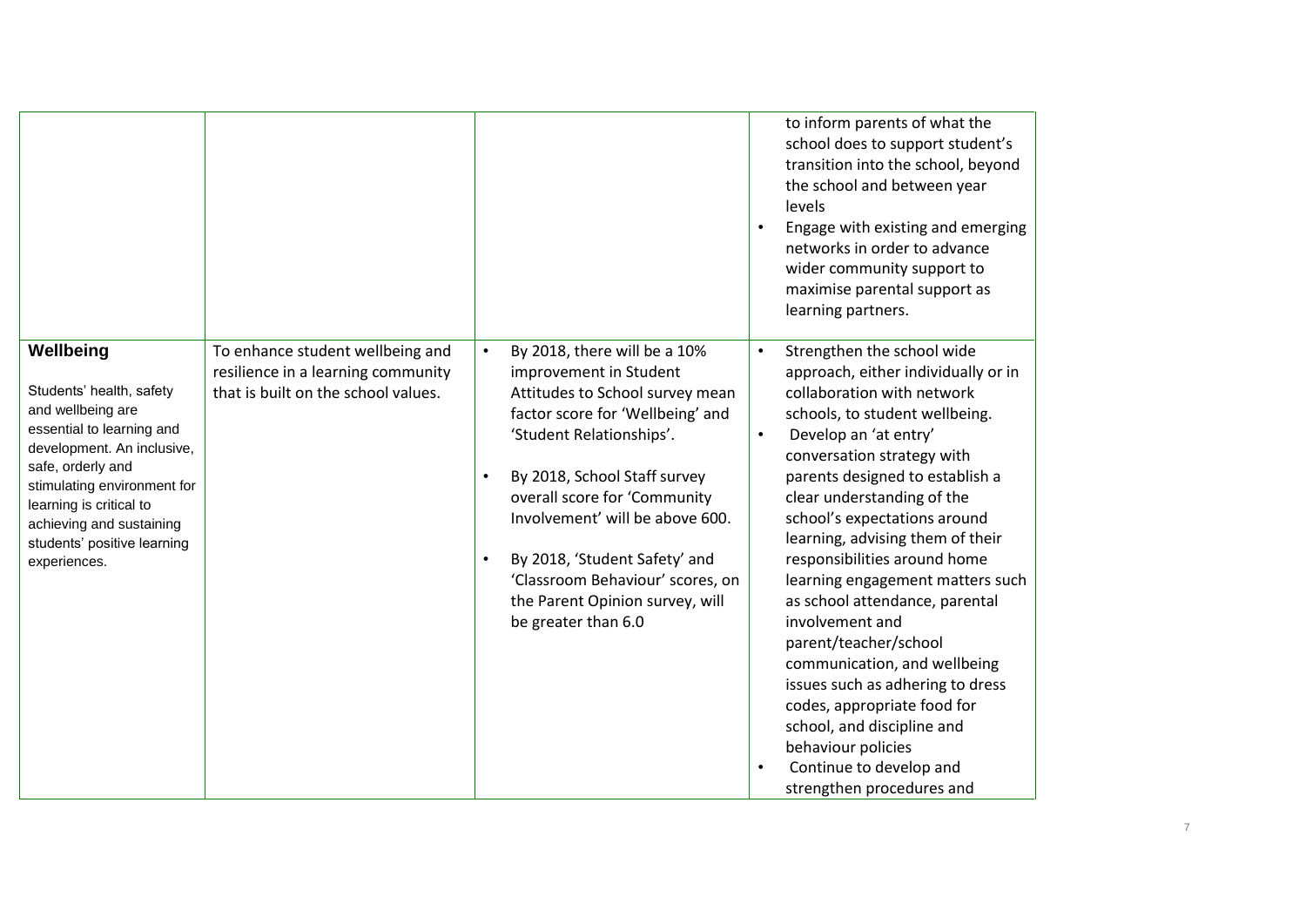| | | | |
|---|---|---|---|
| | | | to inform parents of what the school does to support student's transition into the school, beyond the school and between year levels<br>• Engage with existing and emerging networks in order to advance wider community support to maximise parental support as learning partners. |
| **Wellbeing**<br><br>Students' health, safety and wellbeing are essential to learning and development. An inclusive, safe, orderly and stimulating environment for learning is critical to achieving and sustaining students' positive learning experiences. | To enhance student wellbeing and resilience in a learning community that is built on the school values. | • By 2018, there will be a 10% improvement in Student Attitudes to School survey mean factor score for 'Wellbeing' and 'Student Relationships'.<br><br>• By 2018, School Staff survey overall score for 'Community Involvement' will be above 600.<br><br>• By 2018, 'Student Safety' and 'Classroom Behaviour' scores, on the Parent Opinion survey, will be greater than 6.0 | • Strengthen the school wide approach, either individually or in collaboration with network schools, to student wellbeing.<br>• Develop an 'at entry' conversation strategy with parents designed to establish a clear understanding of the school's expectations around learning, advising them of their responsibilities around home learning engagement matters such as school attendance, parental involvement and parent/teacher/school communication, and wellbeing issues such as adhering to dress codes, appropriate food for school, and discipline and behaviour policies<br>• Continue to develop and strengthen procedures and |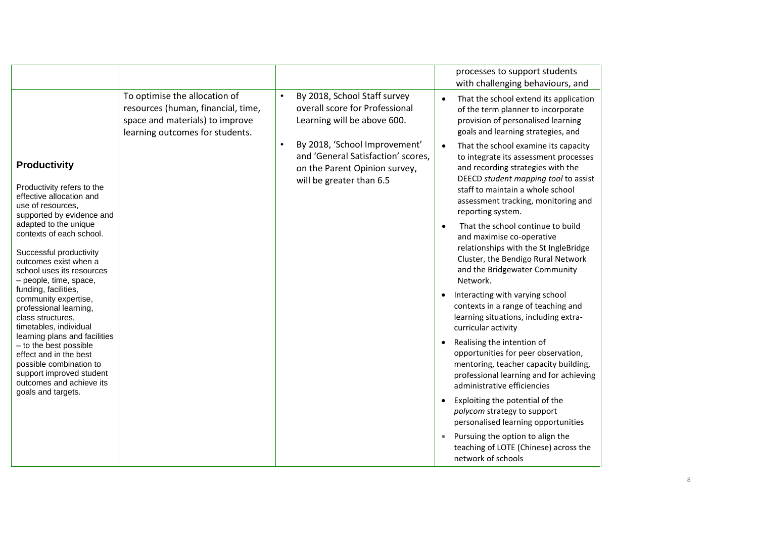| | | | |
|---|---|---|---|
| | | | processes to support students with challenging behaviours, and |
| **Productivity**<br><br>Productivity refers to the effective allocation and use of resources, supported by evidence and adapted to the unique contexts of each school.<br><br>Successful productivity outcomes exist when a school uses its resources – people, time, space, funding, facilities, community expertise, professional learning, class structures, timetables, individual learning plans and facilities – to the best possible effect and in the best possible combination to support improved student outcomes and achieve its goals and targets. | To optimise the allocation of resources (human, financial, time, space and materials) to improve learning outcomes for students. | • By 2018, School Staff survey overall score for Professional Learning will be above 600.<br><br>• By 2018, 'School Improvement' and 'General Satisfaction' scores, on the Parent Opinion survey, will be greater than 6.5 | • That the school extend its application of the term planner to incorporate provision of personalised learning goals and learning strategies, and<br><br>• That the school examine its capacity to integrate its assessment processes and recording strategies with the DEECD *student mapping tool* to assist staff to maintain a whole school assessment tracking, monitoring and reporting system.<br><br>• That the school continue to build and maximise co-operative relationships with the St IngleBridge Cluster, the Bendigo Rural Network and the Bridgewater Community Network.<br><br>• Interacting with varying school contexts in a range of teaching and learning situations, including extra-curricular activity<br><br>• Realising the intention of opportunities for peer observation, mentoring, teacher capacity building, professional learning and for achieving administrative efficiencies<br><br>• Exploiting the potential of the *polycom* strategy to support personalised learning opportunities<br><br>• Pursuing the option to align the teaching of LOTE (Chinese) across the network of schools |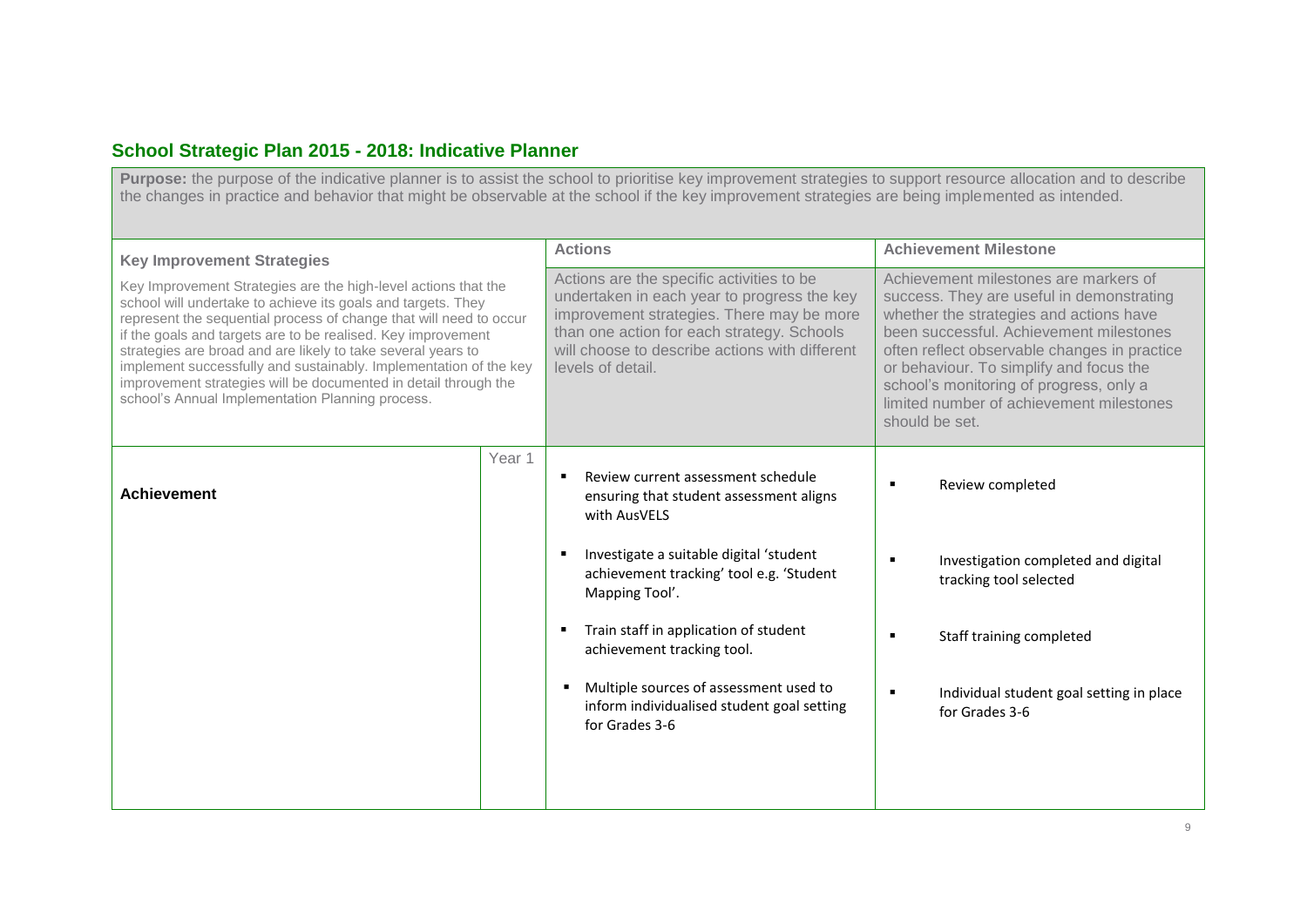## School Strategic Plan 2015 - 2018: Indicative Planner

**Purpose:** the purpose of the indicative planner is to assist the school to prioritise key improvement strategies to support resource allocation and to describe the changes in practice and behavior that might be observable at the school if the key improvement strategies are being implemented as intended.

| **Key Improvement Strategies**<br><br>Key Improvement Strategies are the high-level actions that the school will undertake to achieve its goals and targets. They represent the sequential process of change that will need to occur if the goals and targets are to be realised. Key improvement strategies are broad and are likely to take several years to implement successfully and sustainably. Implementation of the key improvement strategies will be documented in detail through the school's Annual Implementation Planning process. | | **Actions**<br><br>Actions are the specific activities to be undertaken in each year to progress the key improvement strategies. There may be more than one action for each strategy. Schools will choose to describe actions with different levels of detail. | **Achievement Milestone**<br><br>Achievement milestones are markers of success. They are useful in demonstrating whether the strategies and actions have been successful. Achievement milestones often reflect observable changes in practice or behaviour. To simplify and focus the school's monitoring of progress, only a limited number of achievement milestones should be set. |
|---|---|---|---|
| **Achievement** | Year 1 | ▪ Review current assessment schedule ensuring that student assessment aligns with AusVELS<br><br>▪ Investigate a suitable digital 'student achievement tracking' tool e.g. 'Student Mapping Tool'.<br><br>▪ Train staff in application of student achievement tracking tool.<br><br>▪ Multiple sources of assessment used to inform individualised student goal setting for Grades 3-6 | ▪ Review completed<br><br>▪ Investigation completed and digital tracking tool selected<br><br>▪ Staff training completed<br><br>▪ Individual student goal setting in place for Grades 3-6 |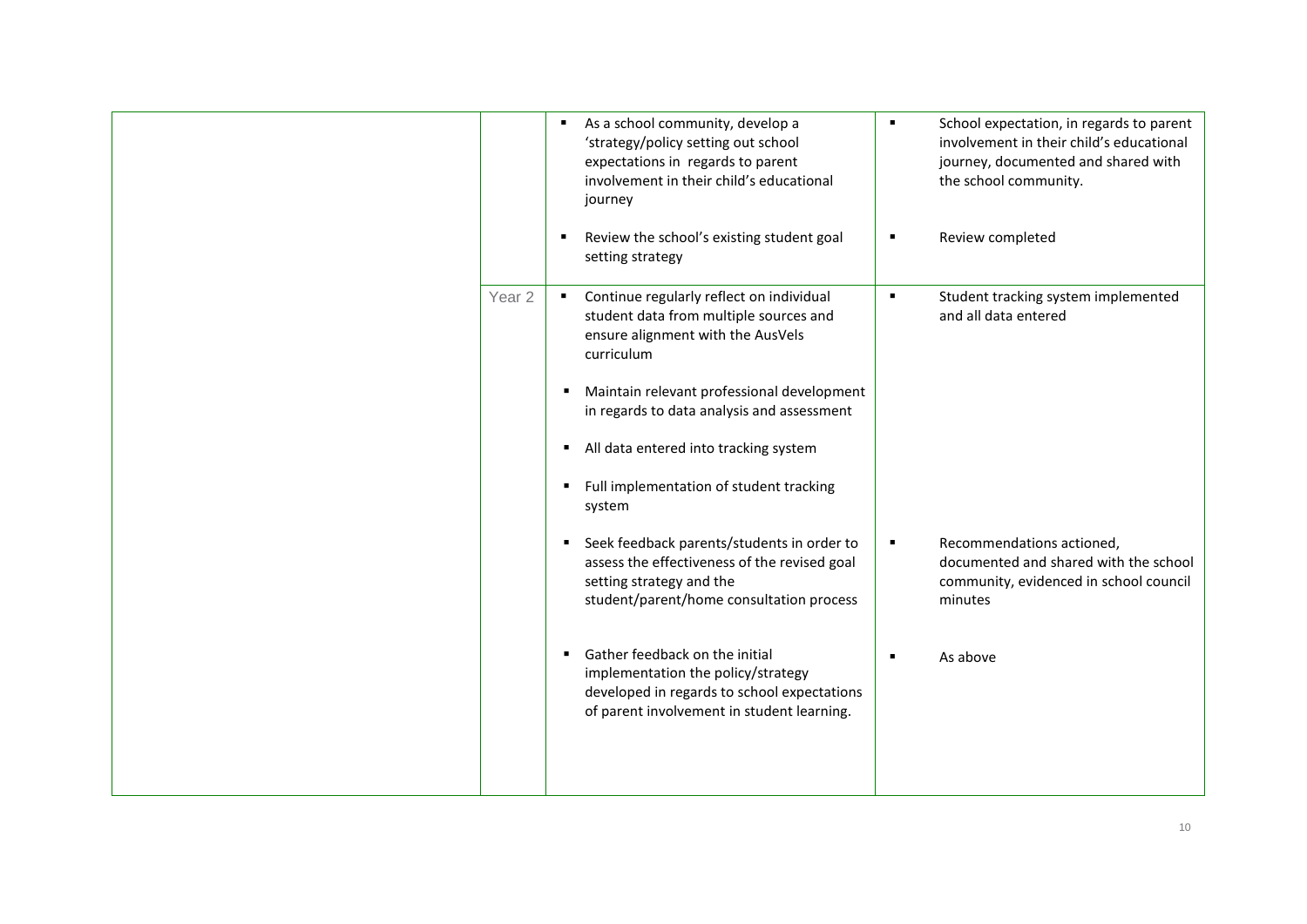| | | | |
|---|---|---|---|
| | | ▪ As a school community, develop a 'strategy/policy setting out school expectations in regards to parent involvement in their child's educational journey<br><br>▪ Review the school's existing student goal setting strategy | ▪ School expectation, in regards to parent involvement in their child's educational journey, documented and shared with the school community.<br><br>▪ Review completed |
| | Year 2 | ▪ Continue regularly reflect on individual student data from multiple sources and ensure alignment with the AusVels curriculum<br><br>▪ Maintain relevant professional development in regards to data analysis and assessment<br><br>▪ All data entered into tracking system<br><br>▪ Full implementation of student tracking system<br><br>▪ Seek feedback parents/students in order to assess the effectiveness of the revised goal setting strategy and the student/parent/home consultation process<br><br>▪ Gather feedback on the initial implementation the policy/strategy developed in regards to school expectations of parent involvement in student learning. | ▪ Student tracking system implemented and all data entered<br><br>▪ Recommendations actioned, documented and shared with the school community, evidenced in school council minutes<br><br>▪ As above |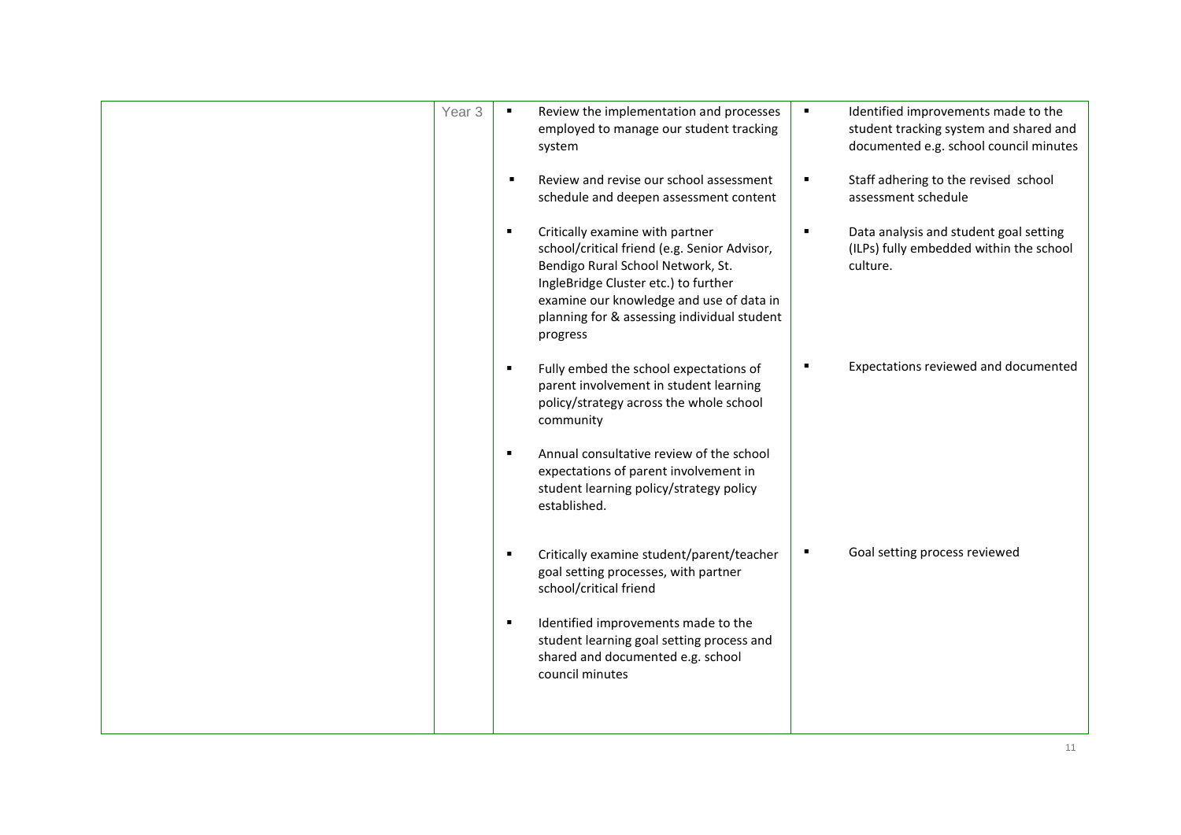| | | | |
|---|---|---|---|
| | Year 3 | ▪ Review the implementation and processes employed to manage our student tracking system | ▪ Identified improvements made to the student tracking system and shared and documented e.g. school council minutes |
| | | ▪ Review and revise our school assessment schedule and deepen assessment content | ▪ Staff adhering to the revised school assessment schedule |
| | | ▪ Critically examine with partner school/critical friend (e.g. Senior Advisor, Bendigo Rural School Network, St. IngleBridge Cluster etc.) to further examine our knowledge and use of data in planning for & assessing individual student progress | ▪ Data analysis and student goal setting (ILPs) fully embedded within the school culture. |
| | | ▪ Fully embed the school expectations of parent involvement in student learning policy/strategy across the whole school community | ▪ Expectations reviewed and documented |
| | | ▪ Annual consultative review of the school expectations of parent involvement in student learning policy/strategy policy established. | |
| | | ▪ Critically examine student/parent/teacher goal setting processes, with partner school/critical friend | ▪ Goal setting process reviewed |
| | | ▪ Identified improvements made to the student learning goal setting process and shared and documented e.g. school council minutes | |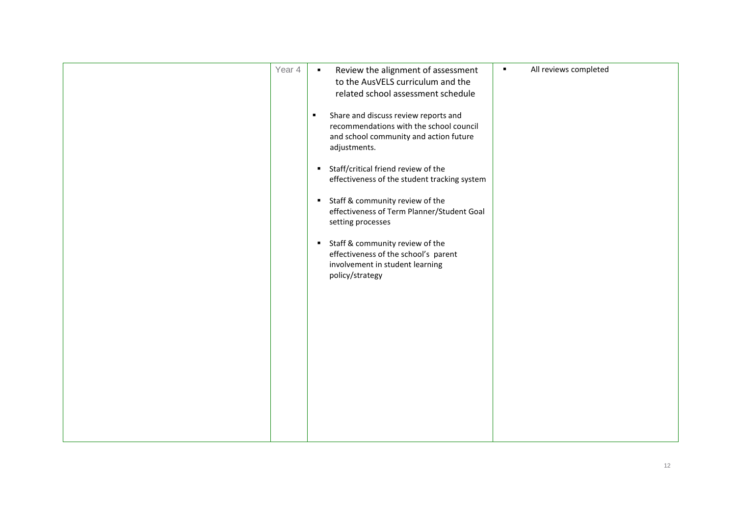| | | | |
|---|---|---|---|
| | Year 4 | ▪ Review the alignment of assessment to the AusVELS curriculum and the related school assessment schedule<br><br>▪ Share and discuss review reports and recommendations with the school council and school community and action future adjustments.<br><br>▪ Staff/critical friend review of the effectiveness of the student tracking system<br><br>▪ Staff & community review of the effectiveness of Term Planner/Student Goal setting processes<br><br>▪ Staff & community review of the effectiveness of the school's parent involvement in student learning policy/strategy | ▪ All reviews completed |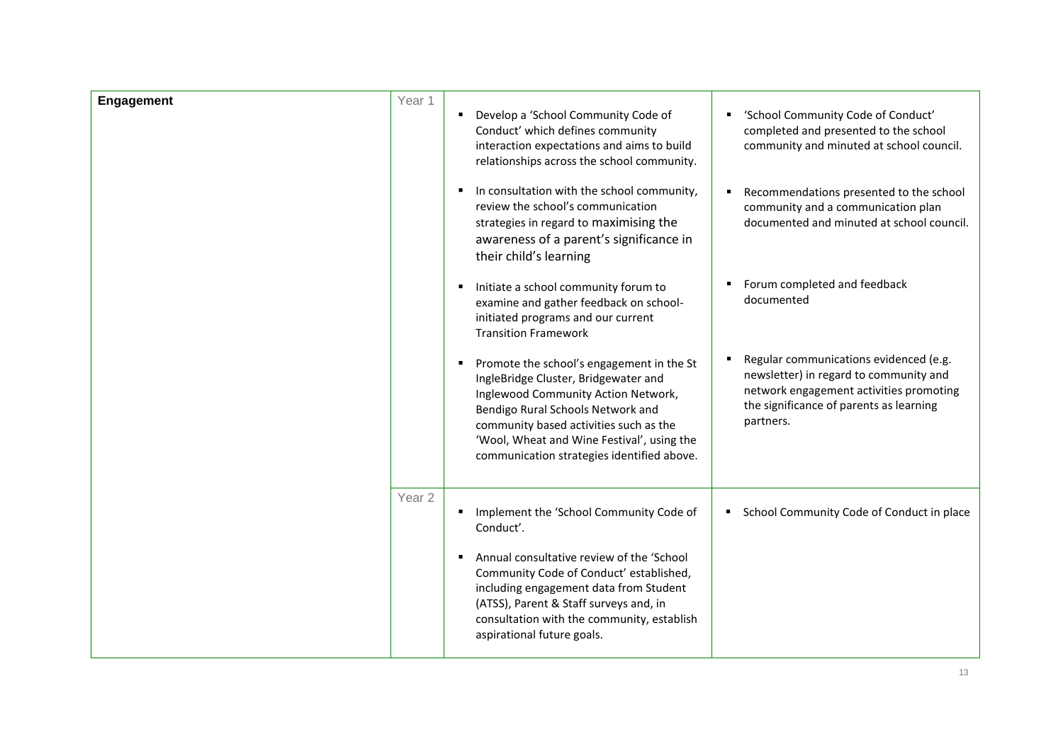| Engagement | Year 1 | <ul><li>Develop a 'School Community Code of Conduct' which defines community interaction expectations and aims to build relationships across the school community.</li><li>In consultation with the school community, review the school's communication strategies in regard to maximising the awareness of a parent's significance in their child's learning</li><li>Initiate a school community forum to examine and gather feedback on school-initiated programs and our current Transition Framework</li><li>Promote the school's engagement in the St IngleBridge Cluster, Bridgewater and Inglewood Community Action Network, Bendigo Rural Schools Network and community based activities such as the 'Wool, Wheat and Wine Festival', using the communication strategies identified above.</li></ul> | <ul><li>'School Community Code of Conduct' completed and presented to the school community and minuted at school council.</li><li>Recommendations presented to the school community and a communication plan documented and minuted at school council.</li><li>Forum completed and feedback documented</li><li>Regular communications evidenced (e.g. newsletter) in regard to community and network engagement activities promoting the significance of parents as learning partners.</li></ul> |
|---|---|---|---|
| | Year 2 | <ul><li>Implement the 'School Community Code of Conduct'.</li><li>Annual consultative review of the 'School Community Code of Conduct' established, including engagement data from Student (ATSS), Parent & Staff surveys and, in consultation with the community, establish aspirational future goals.</li></ul> | <ul><li>School Community Code of Conduct in place</li></ul> |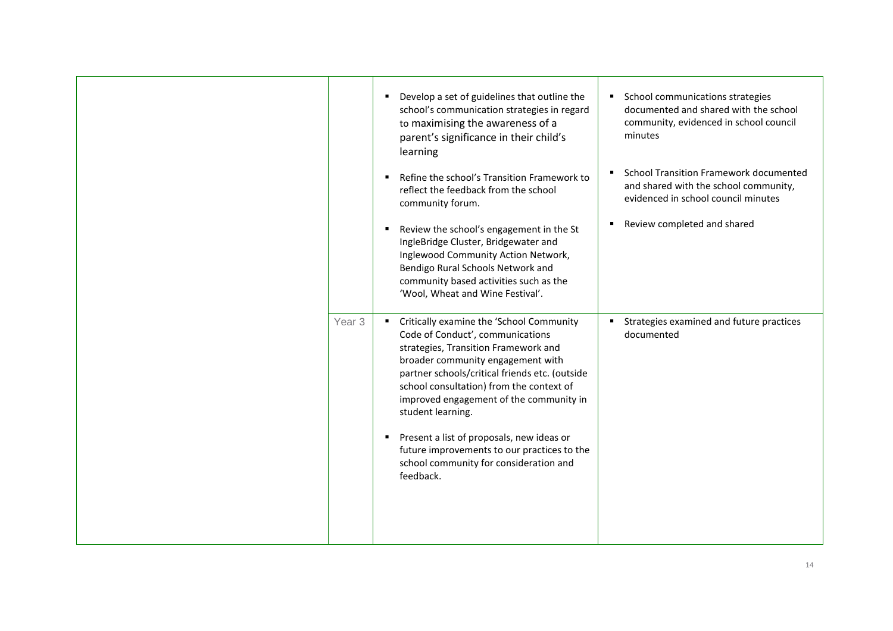| | | | |
|---|---|---|---|
| | | ▪ Develop a set of guidelines that outline the school's communication strategies in regard to maximising the awareness of a parent's significance in their child's learning<br><br>▪ Refine the school's Transition Framework to reflect the feedback from the school community forum.<br><br>▪ Review the school's engagement in the St IngleBridge Cluster, Bridgewater and Inglewood Community Action Network, Bendigo Rural Schools Network and community based activities such as the 'Wool, Wheat and Wine Festival'. | ▪ School communications strategies documented and shared with the school community, evidenced in school council minutes<br><br>▪ School Transition Framework documented and shared with the school community, evidenced in school council minutes<br><br>▪ Review completed and shared |
| | Year 3 | ▪ Critically examine the 'School Community Code of Conduct', communications strategies, Transition Framework and broader community engagement with partner schools/critical friends etc. (outside school consultation) from the context of improved engagement of the community in student learning.<br><br>▪ Present a list of proposals, new ideas or future improvements to our practices to the school community for consideration and feedback. | ▪ Strategies examined and future practices documented |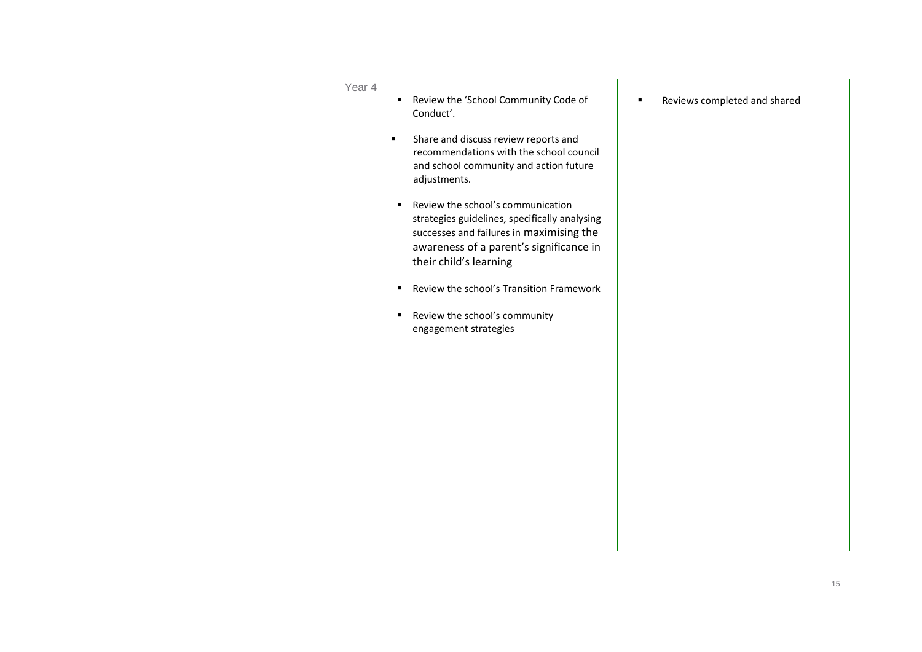| | | | |
|---|---|---|---|
| | Year 4 | <ul><li>Review the 'School Community Code of Conduct'.</li><li>Share and discuss review reports and recommendations with the school council and school community and action future adjustments.</li><li>Review the school's communication strategies guidelines, specifically analysing successes and failures in maximising the awareness of a parent's significance in their child's learning</li><li>Review the school's Transition Framework</li><li>Review the school's community engagement strategies</li></ul> | <ul><li>Reviews completed and shared</li></ul> |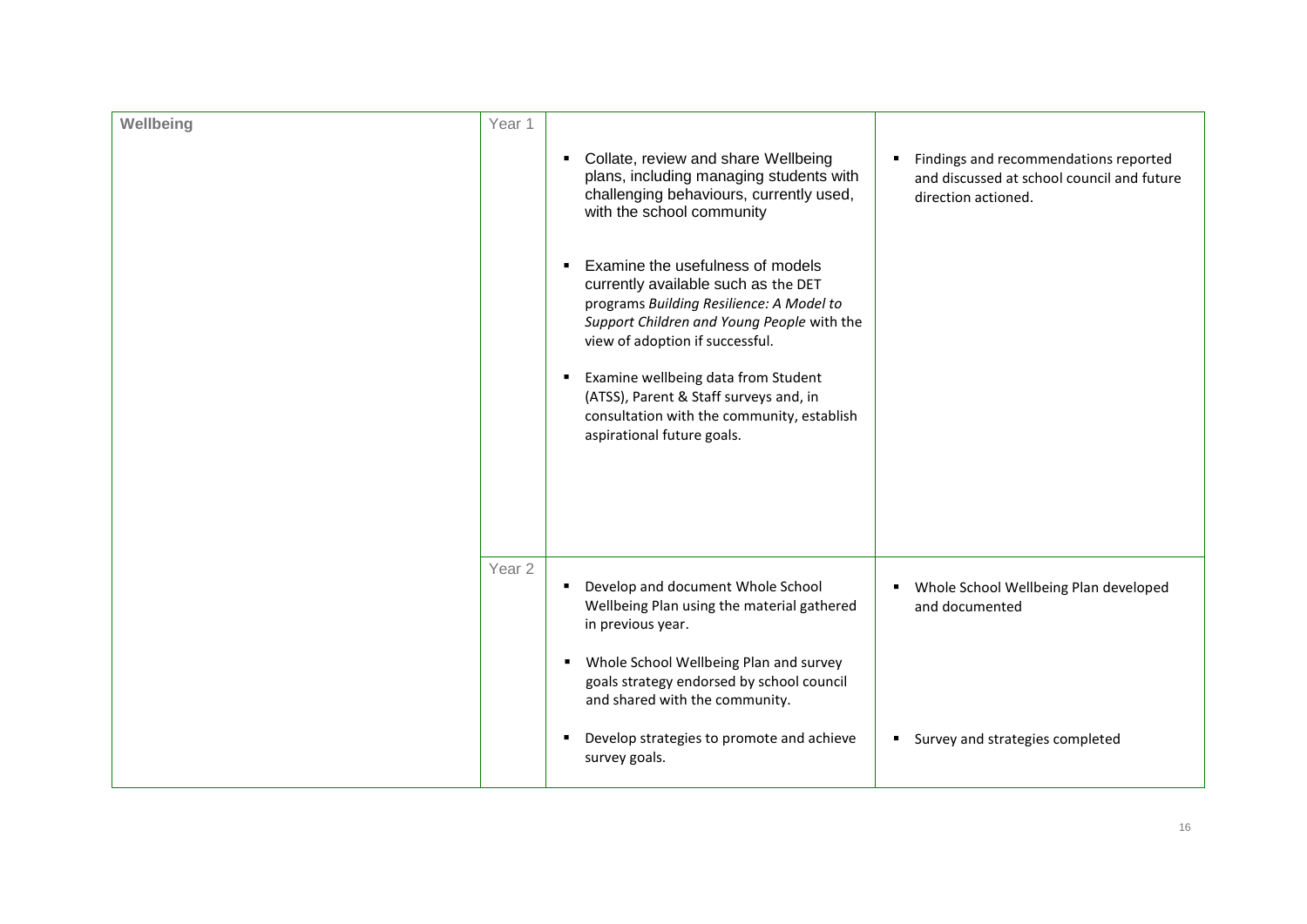| Wellbeing | Year 1 | • Collate, review and share Wellbeing plans, including managing students with challenging behaviours, currently used, with the school community<br><br>• Examine the usefulness of models currently available such as the DET programs *Building Resilience: A Model to Support Children and Young People* with the view of adoption if successful.<br><br>• Examine wellbeing data from Student (ATSS), Parent & Staff surveys and, in consultation with the community, establish aspirational future goals. | • Findings and recommendations reported and discussed at school council and future direction actioned. |
|---|---|---|---|
| | Year 2 | • Develop and document Whole School Wellbeing Plan using the material gathered in previous year.<br><br>• Whole School Wellbeing Plan and survey goals strategy endorsed by school council and shared with the community.<br><br>• Develop strategies to promote and achieve survey goals. | • Whole School Wellbeing Plan developed and documented<br><br>• Survey and strategies completed |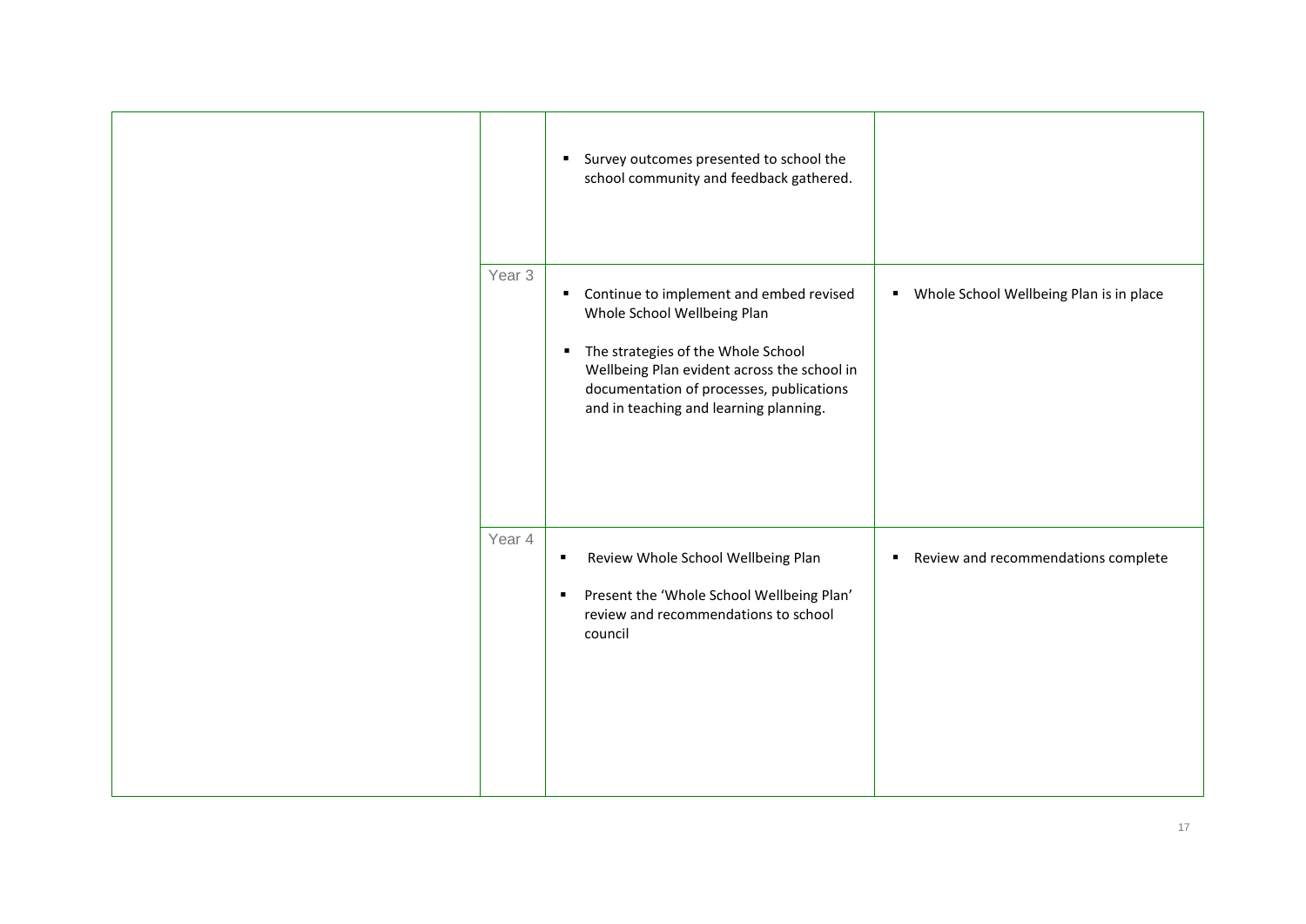| | | | |
|---|---|---|---|
| | | ▪ Survey outcomes presented to school the school community and feedback gathered. | |
| | Year 3 | ▪ Continue to implement and embed revised Whole School Wellbeing Plan<br><br>▪ The strategies of the Whole School Wellbeing Plan evident across the school in documentation of processes, publications and in teaching and learning planning. | ▪ Whole School Wellbeing Plan is in place |
| | Year 4 | ▪ Review Whole School Wellbeing Plan<br><br>▪ Present the 'Whole School Wellbeing Plan' review and recommendations to school council | ▪ Review and recommendations complete |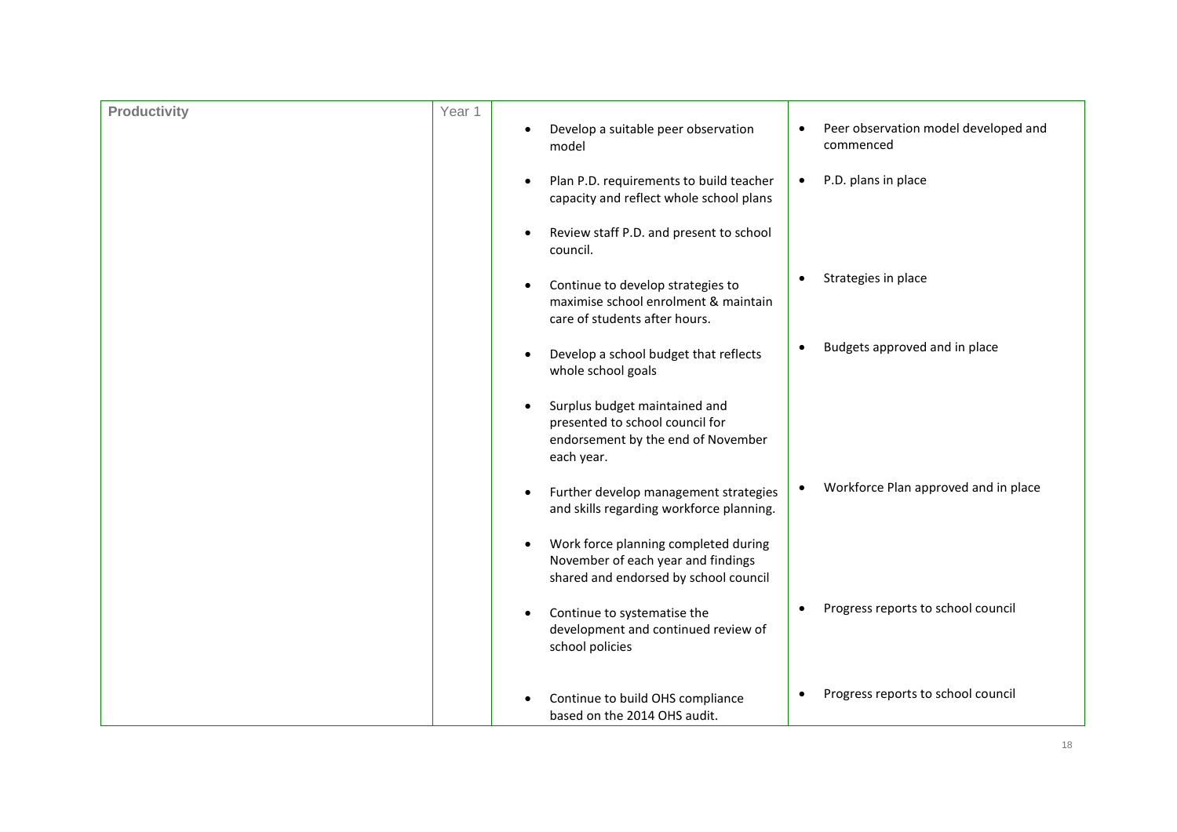| Productivity | Year 1 | <ul><li>Develop a suitable peer observation model</li><li>Plan P.D. requirements to build teacher capacity and reflect whole school plans</li><li>Review staff P.D. and present to school council.</li><li>Continue to develop strategies to maximise school enrolment & maintain care of students after hours.</li><li>Develop a school budget that reflects whole school goals</li><li>Surplus budget maintained and presented to school council for endorsement by the end of November each year.</li><li>Further develop management strategies and skills regarding workforce planning.</li><li>Work force planning completed during November of each year and findings shared and endorsed by school council</li><li>Continue to systematise the development and continued review of school policies</li><li>Continue to build OHS compliance based on the 2014 OHS audit.</li></ul> | <ul><li>Peer observation model developed and commenced</li><li>P.D. plans in place</li><li>Strategies in place</li><li>Budgets approved and in place</li><li>Workforce Plan approved and in place</li><li>Progress reports to school council</li><li>Progress reports to school council</li></ul> |
|---|---|---|---|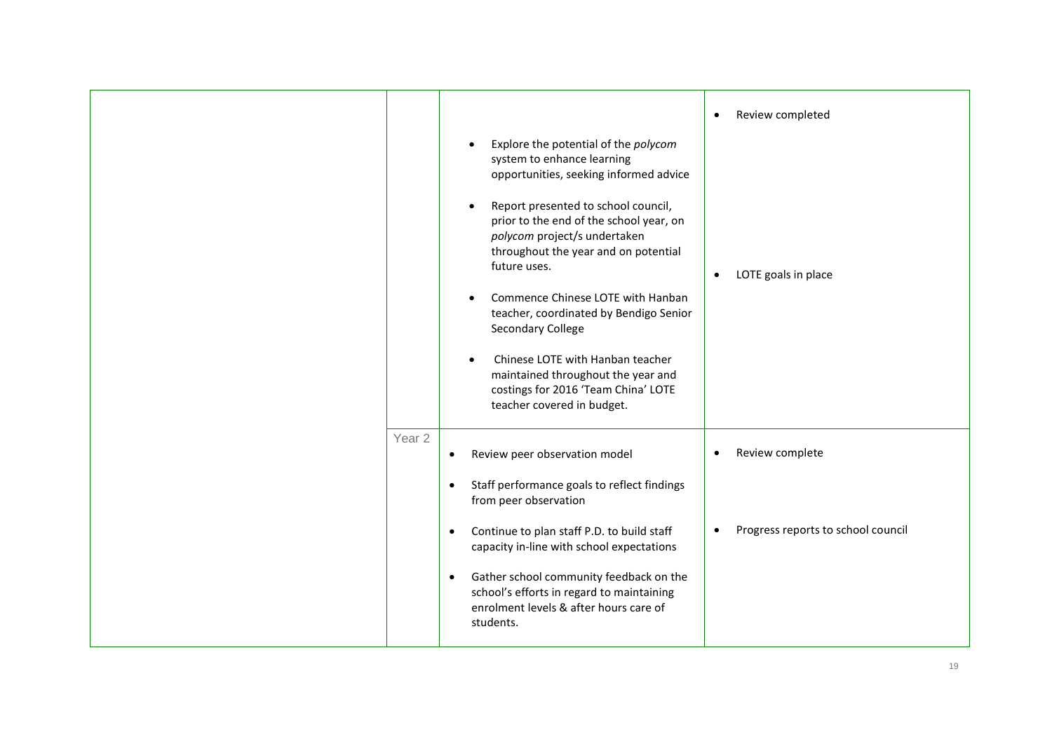| | | | |
|---|---|---|---|
| | | • Explore the potential of the *polycom* system to enhance learning opportunities, seeking informed advice<br><br>• Report presented to school council, prior to the end of the school year, on *polycom* project/s undertaken throughout the year and on potential future uses.<br><br>• Commence Chinese LOTE with Hanban teacher, coordinated by Bendigo Senior Secondary College<br><br>• Chinese LOTE with Hanban teacher maintained throughout the year and costings for 2016 'Team China' LOTE teacher covered in budget. | • Review completed<br><br>• LOTE goals in place |
| | Year 2 | • Review peer observation model<br><br>• Staff performance goals to reflect findings from peer observation<br><br>• Continue to plan staff P.D. to build staff capacity in-line with school expectations<br><br>• Gather school community feedback on the school's efforts in regard to maintaining enrolment levels & after hours care of students. | • Review complete<br><br>• Progress reports to school council |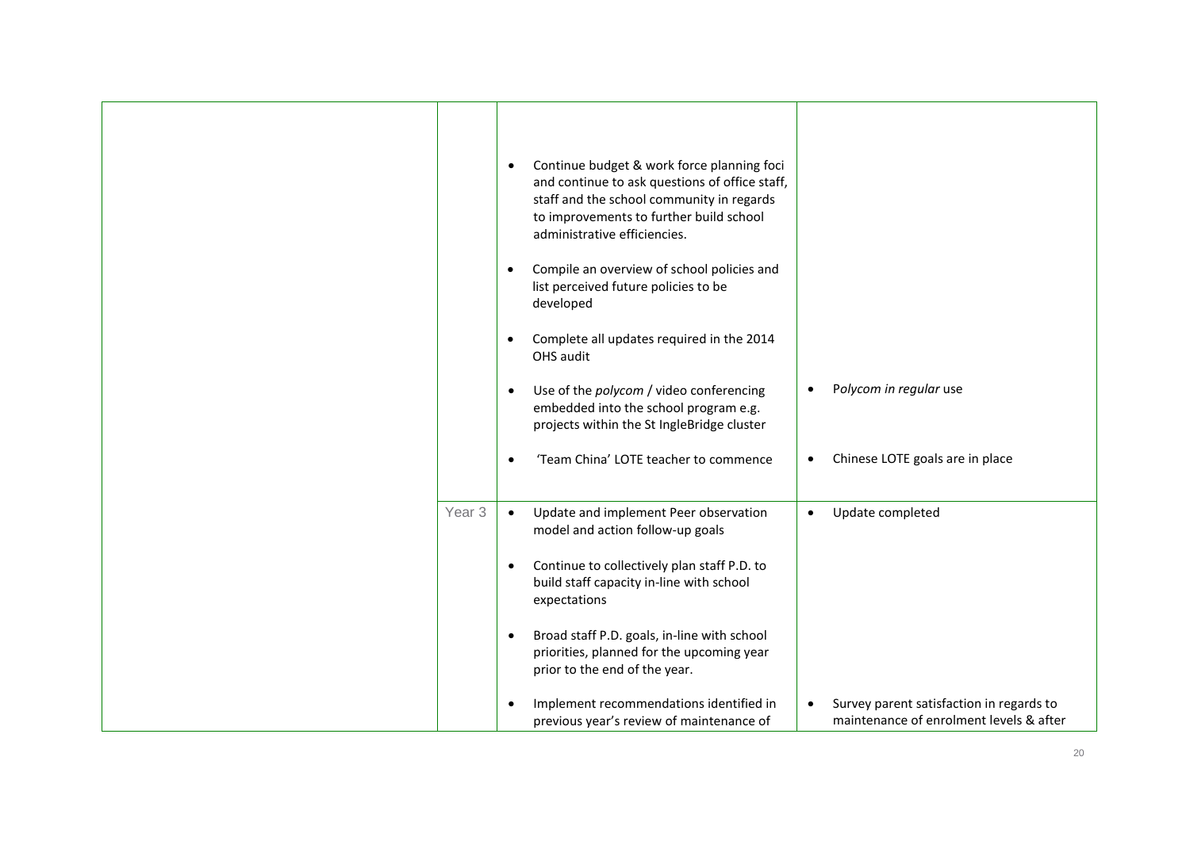| | | | |
|---|---|---|---|
| | | • Continue budget & work force planning foci and continue to ask questions of office staff, staff and the school community in regards to improvements to further build school administrative efficiencies.<br><br>• Compile an overview of school policies and list perceived future policies to be developed<br><br>• Complete all updates required in the 2014 OHS audit<br><br>• Use of the *polycom* / video conferencing embedded into the school program e.g. projects within the St IngleBridge cluster<br><br>• 'Team China' LOTE teacher to commence | • P*olycom in regular* use<br><br>• Chinese LOTE goals are in place |
| | Year 3 | • Update and implement Peer observation model and action follow-up goals<br><br>• Continue to collectively plan staff P.D. to build staff capacity in-line with school expectations<br><br>• Broad staff P.D. goals, in-line with school priorities, planned for the upcoming year prior to the end of the year.<br><br>• Implement recommendations identified in previous year's review of maintenance of | • Update completed<br><br>• Survey parent satisfaction in regards to maintenance of enrolment levels & after |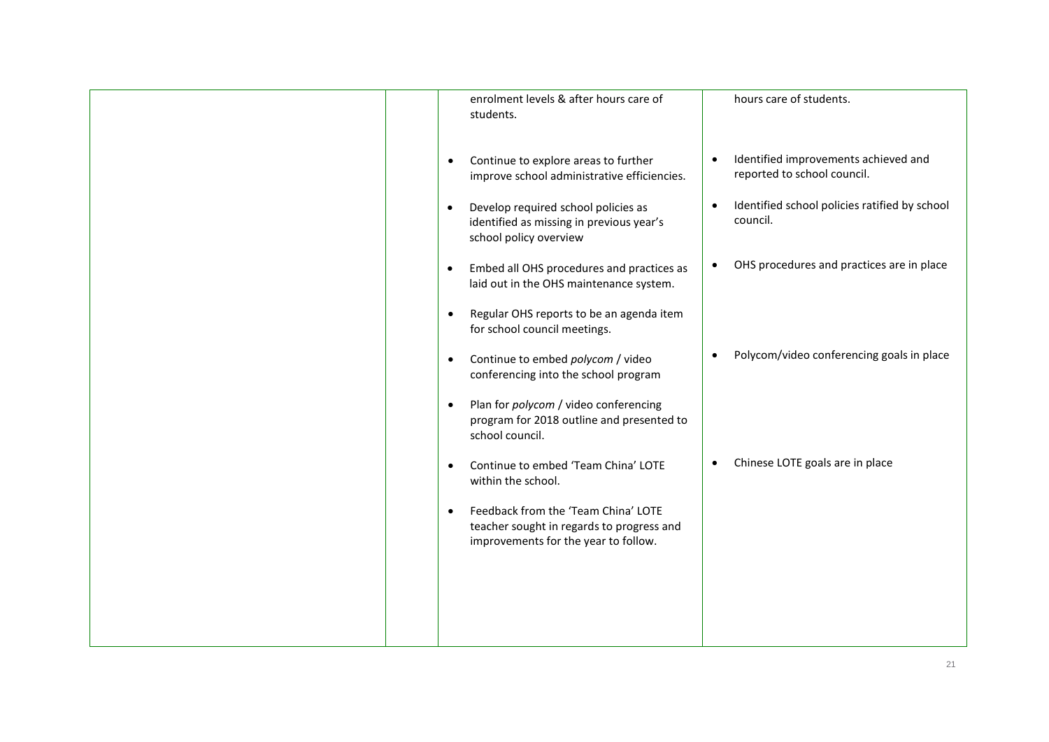| | | | |
|---|---|---|---|
| | | enrolment levels & after hours care of students. | hours care of students. |
| | | • Continue to explore areas to further improve school administrative efficiencies. | • Identified improvements achieved and reported to school council. |
| | | • Develop required school policies as identified as missing in previous year's school policy overview | • Identified school policies ratified by school council. |
| | | • Embed all OHS procedures and practices as laid out in the OHS maintenance system. | • OHS procedures and practices are in place |
| | | • Regular OHS reports to be an agenda item for school council meetings. | |
| | | • Continue to embed *polycom* / video conferencing into the school program | • Polycom/video conferencing goals in place |
| | | • Plan for *polycom* / video conferencing program for 2018 outline and presented to school council. | |
| | | • Continue to embed 'Team China' LOTE within the school. | • Chinese LOTE goals are in place |
| | | • Feedback from the 'Team China' LOTE teacher sought in regards to progress and improvements for the year to follow. | |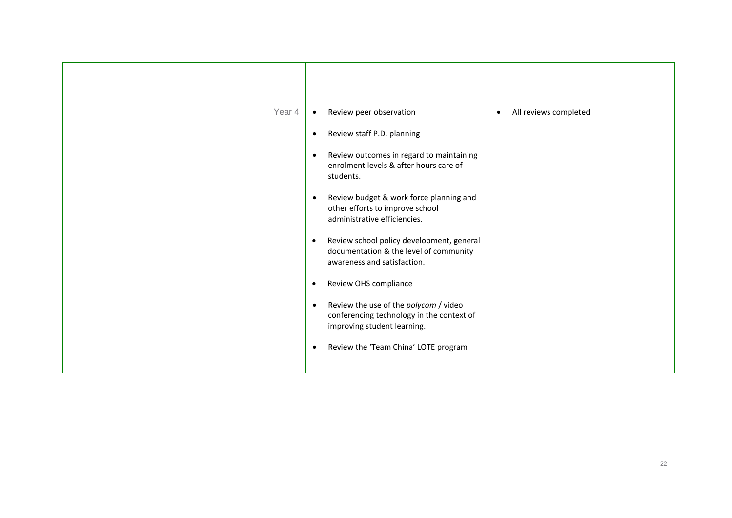| | | | |
|---|---|---|---|
| | | | |
| | Year 4 | • Review peer observation<br>• Review staff P.D. planning<br>• Review outcomes in regard to maintaining enrolment levels & after hours care of students.<br>• Review budget & work force planning and other efforts to improve school administrative efficiencies.<br>• Review school policy development, general documentation & the level of community awareness and satisfaction.<br>• Review OHS compliance<br>• Review the use of the *polycom* / video conferencing technology in the context of improving student learning.<br>• Review the 'Team China' LOTE program | • All reviews completed |